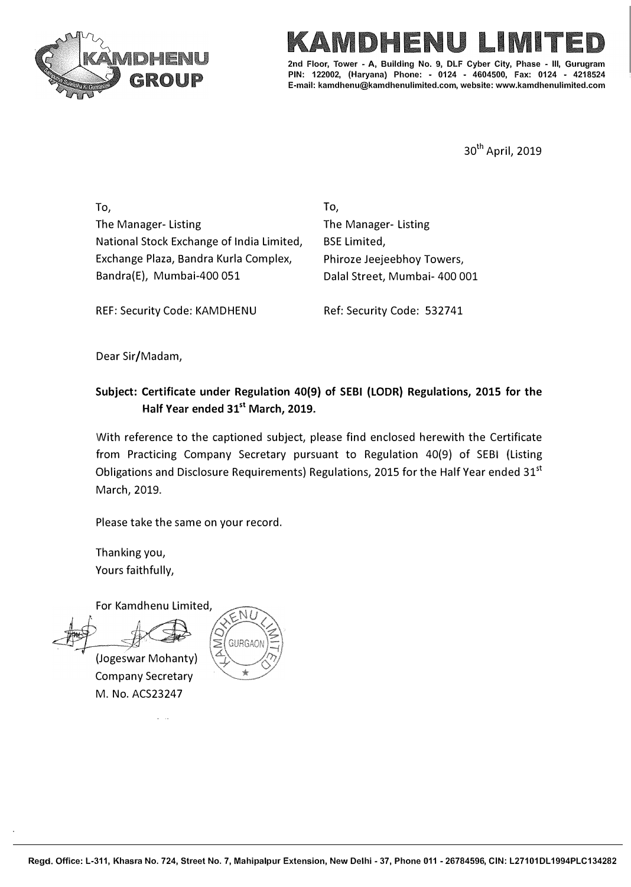# KAMDHENU LIMITED

2nd Floor, Tower - A, Building No. 9, DLF Cyber City, Phase - III, Gurugram
PIN: 122002, (Haryana) Phone: - 0124 - 4604500, Fax: 0124 - 4218524
E-mail: kamdhenu@kamdhenulimited.com, website: www.kamdhenulimited.com

30th April, 2019

To,
The Manager- Listing
National Stock Exchange of India Limited,
Exchange Plaza, Bandra Kurla Complex,
Bandra(E), Mumbai-400 051

REF: Security Code: KAMDHENU

To,
The Manager- Listing
BSE Limited,
Phiroze Jeejeebhoy Towers,
Dalal Street, Mumbai- 400 001

Ref: Security Code: 532741

Dear Sir/Madam,

**Subject: Certificate under Regulation 40(9) of SEBI (LODR) Regulations, 2015 for the Half Year ended 31st March, 2019.**

With reference to the captioned subject, please find enclosed herewith the Certificate from Practicing Company Secretary pursuant to Regulation 40(9) of SEBI (Listing Obligations and Disclosure Requirements) Regulations, 2015 for the Half Year ended 31st March, 2019.

Please take the same on your record.

Thanking you,
Yours faithfully,

For Kamdhenu Limited,

(Jogeswar Mohanty)
Company Secretary
M. No. ACS23247

Regd. Office: L-311, Khasra No. 724, Street No. 7, Mahipalpur Extension, New Delhi - 37, Phone 011 - 26784596, CIN: L27101DL1994PLC134282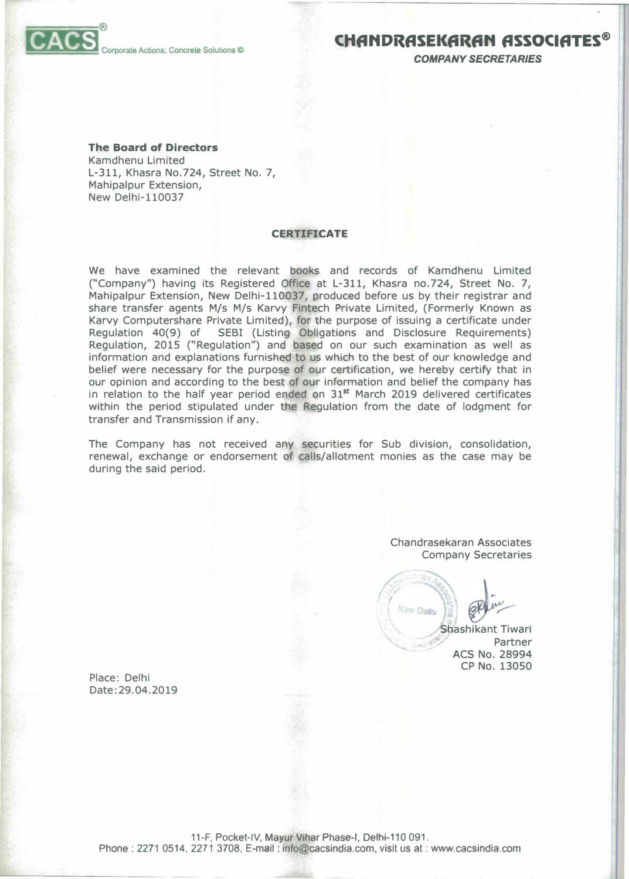**CHANDRASEKARAN ASSOCIATES®**

***COMPANY SECRETARIES***

CACS® Corporate Actions; Concrete Solutions ©

**The Board of Directors**
Kamdhenu Limited
L-311, Khasra No.724, Street No. 7,
Mahipalpur Extension,
New Delhi-110037

## CERTIFICATE

We have examined the relevant books and records of Kamdhenu Limited ("Company") having its Registered Office at L-311, Khasra no.724, Street No. 7, Mahipalpur Extension, New Delhi-110037, produced before us by their registrar and share transfer agents M/s M/s Karvy Fintech Private Limited, (Formerly Known as Karvy Computershare Private Limited), for the purpose of issuing a certificate under Regulation 40(9) of SEBI (Listing Obligations and Disclosure Requirements) Regulation, 2015 ("Regulation") and based on our such examination as well as information and explanations furnished to us which to the best of our knowledge and belief were necessary for the purpose of our certification, we hereby certify that in our opinion and according to the best of our information and belief the company has in relation to the half year period ended on 31st March 2019 delivered certificates within the period stipulated under the Regulation from the date of lodgment for transfer and Transmission if any.

The Company has not received any securities for Sub division, consolidation, renewal, exchange or endorsement of calls/allotment monies as the case may be during the said period.

Chandrasekaran Associates
Company Secretaries

Shashikant Tiwari
Partner
ACS No. 28994
CP No. 13050

Place: Delhi
Date:29.04.2019

11-F, Pocket-IV, Mayur Vihar Phase-I, Delhi-110 091.
Phone : 2271 0514, 2271 3708, E-mail : info@cacsindia.com, visit us at : www.cacsindia.com